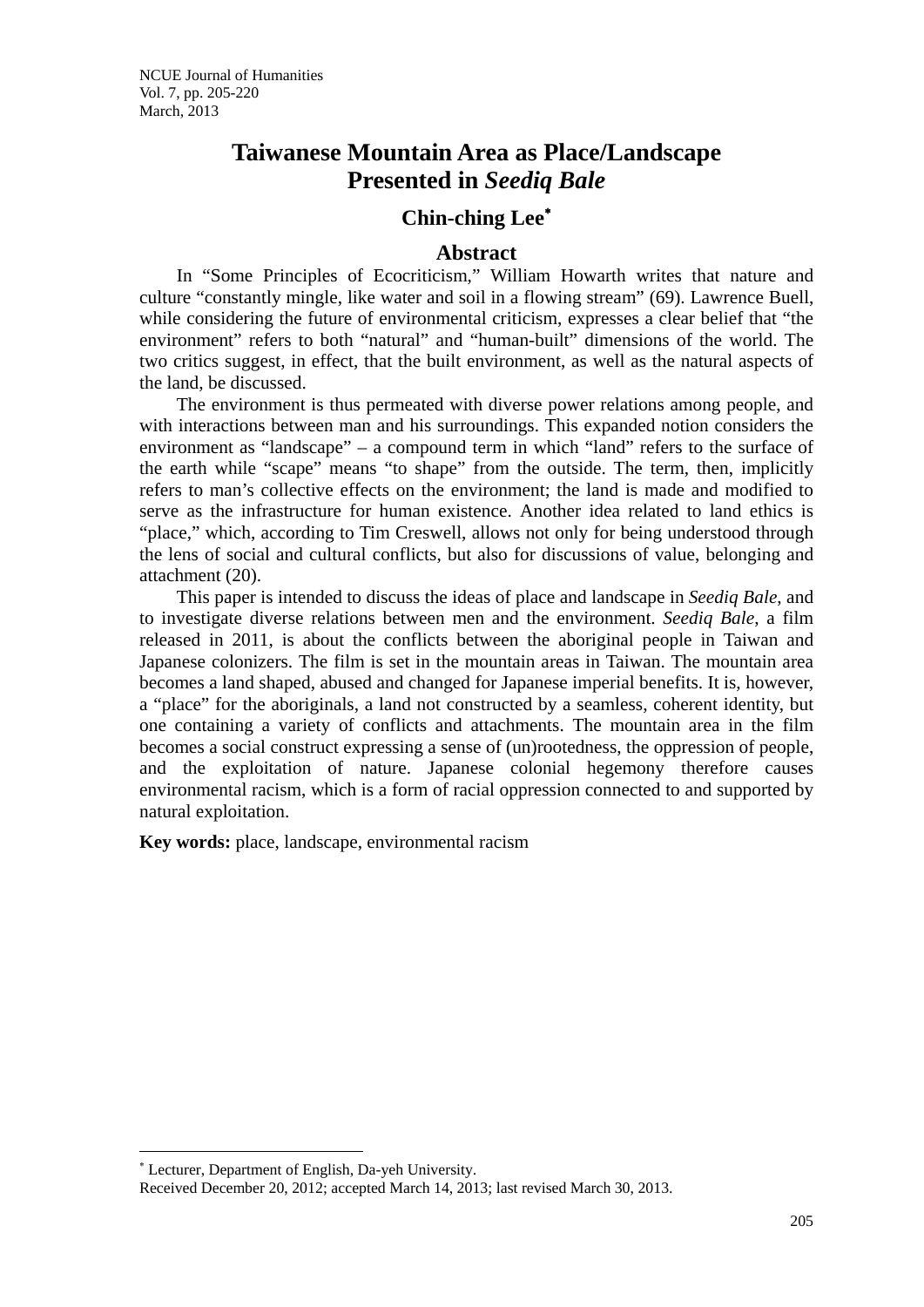# Taiwanese Mountain Area as Place/Landscape Presented in *Seediq Bale*

## Chin-ching Lee*

## Abstract

In "Some Principles of Ecocriticism," William Howarth writes that nature and culture "constantly mingle, like water and soil in a flowing stream" (69). Lawrence Buell, while considering the future of environmental criticism, expresses a clear belief that "the environment" refers to both "natural" and "human-built" dimensions of the world. The two critics suggest, in effect, that the built environment, as well as the natural aspects of the land, be discussed.

The environment is thus permeated with diverse power relations among people, and with interactions between man and his surroundings. This expanded notion considers the environment as "landscape" – a compound term in which "land" refers to the surface of the earth while "scape" means "to shape" from the outside. The term, then, implicitly refers to man's collective effects on the environment; the land is made and modified to serve as the infrastructure for human existence. Another idea related to land ethics is "place," which, according to Tim Creswell, allows not only for being understood through the lens of social and cultural conflicts, but also for discussions of value, belonging and attachment (20).

This paper is intended to discuss the ideas of place and landscape in *Seediq Bale*, and to investigate diverse relations between men and the environment. *Seediq Bale*, a film released in 2011, is about the conflicts between the aboriginal people in Taiwan and Japanese colonizers. The film is set in the mountain areas in Taiwan. The mountain area becomes a land shaped, abused and changed for Japanese imperial benefits. It is, however, a "place" for the aboriginals, a land not constructed by a seamless, coherent identity, but one containing a variety of conflicts and attachments. The mountain area in the film becomes a social construct expressing a sense of (un)rootedness, the oppression of people, and the exploitation of nature. Japanese colonial hegemony therefore causes environmental racism, which is a form of racial oppression connected to and supported by natural exploitation.

**Key words:** place, landscape, environmental racism

---

* Lecturer, Department of English, Da-yeh University.
Received December 20, 2012; accepted March 14, 2013; last revised March 30, 2013.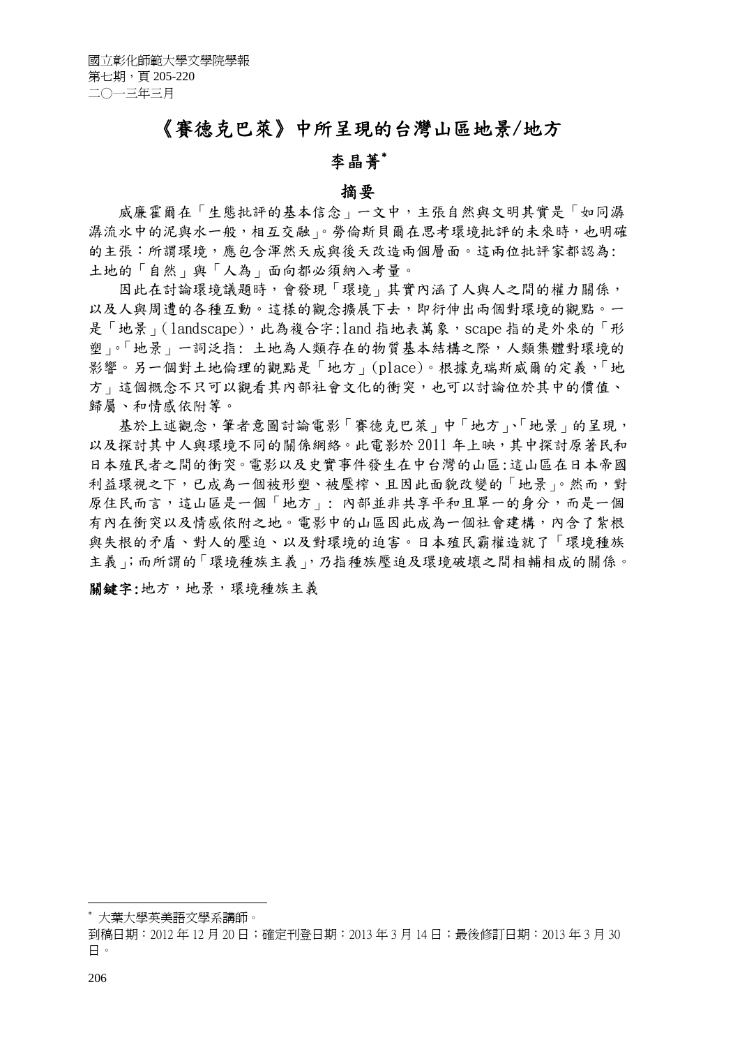# 《賽德克巴萊》中所呈現的台灣山區地景/地方

## 李晶菁*

### 摘要

威廉霍爾在「生態批評的基本信念」一文中，主張自然與文明其實是「如同潺潺流水中的泥與水一般，相互交融」。勞倫斯貝爾在思考環境批評的未來時，也明確的主張：所謂環境，應包含渾然天成與後天改造兩個層面。這兩位批評家都認為:土地的「自然」與「人為」面向都必須納入考量。

因此在討論環境議題時，會發現「環境」其實內涵了人與人之間的權力關係，以及人與周遭的各種互動。這樣的觀念擴展下去，即衍伸出兩個對環境的觀點。一是「地景」(landscape)，此為複合字:land 指地表萬象，scape 指的是外來的「形塑」。「地景」一詞泛指: 土地為人類存在的物質基本結構之際，人類集體對環境的影響。另一個對土地倫理的觀點是「地方」(place)。根據克瑞斯威爾的定義，「地方」這個概念不只可以觀看其內部社會文化的衝突，也可以討論位於其中的價值、歸屬、和情感依附等。

基於上述觀念，筆者意圖討論電影「賽德克巴萊」中「地方」、「地景」的呈現，以及探討其中人與環境不同的關係網絡。此電影於 2011 年上映，其中探討原著民和日本殖民者之間的衝突。電影以及史實事件發生在中台灣的山區:這山區在日本帝國利益環視之下，已成為一個被形塑、被壓榨、且因此面貌改變的「地景」。然而，對原住民而言，這山區是一個「地方」: 內部並非共享平和且單一的身分，而是一個有內在衝突以及情感依附之地。電影中的山區因此成為一個社會建構，內含了紮根與失根的矛盾、對人的壓迫、以及對環境的迫害。日本殖民霸權造就了「環境種族主義」;而所謂的「環境種族主義」，乃指種族壓迫及環境破壞之間相輔相成的關係。

**關鍵字:** 地方，地景，環境種族主義

---

* 大葉大學英美語文學系講師。

到稿日期：2012 年 12 月 20 日；確定刊登日期：2013 年 3 月 14 日；最後修訂日期：2013 年 3 月 30 日。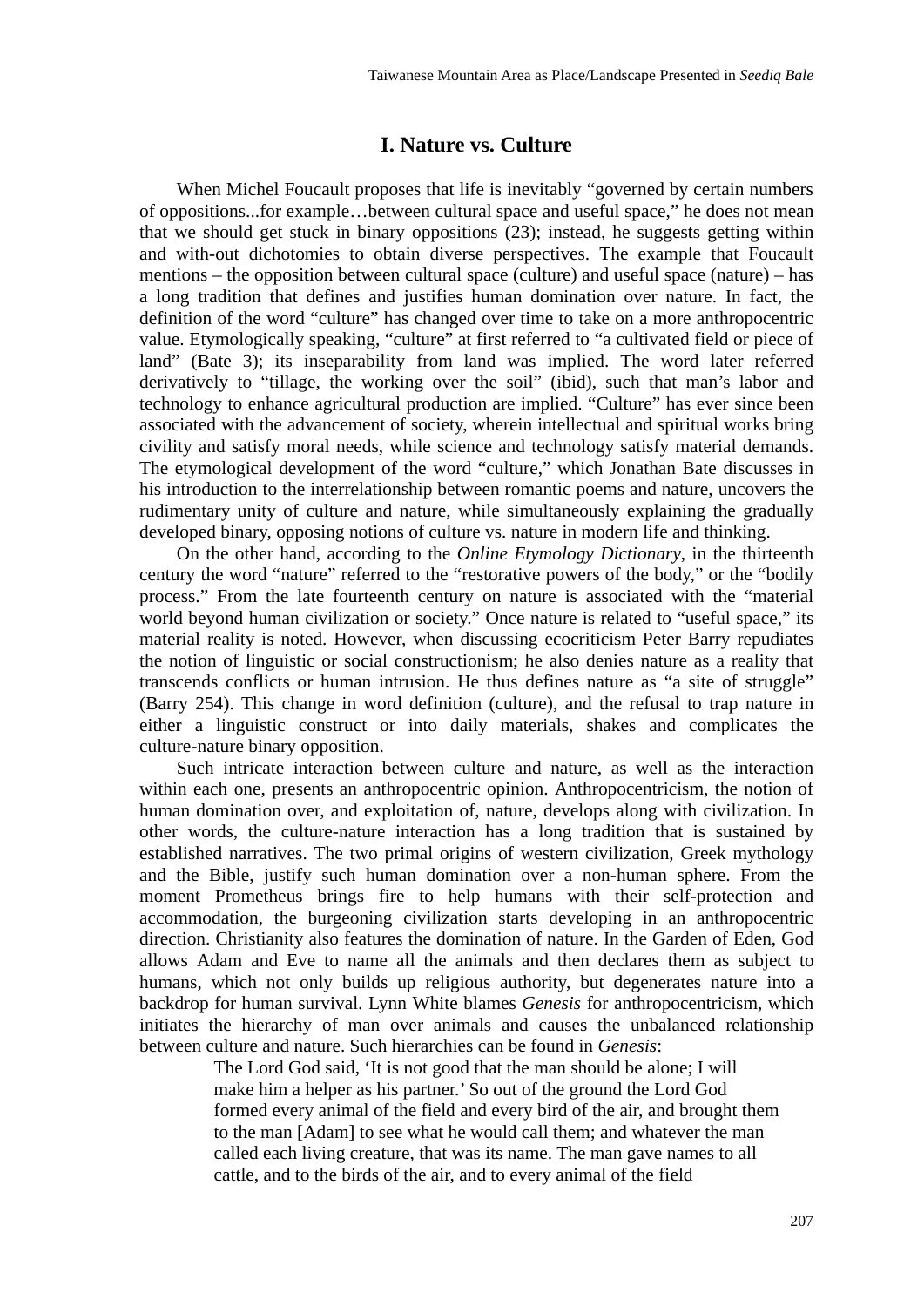## I. Nature vs. Culture

When Michel Foucault proposes that life is inevitably "governed by certain numbers of oppositions...for example…between cultural space and useful space," he does not mean that we should get stuck in binary oppositions (23); instead, he suggests getting within and with-out dichotomies to obtain diverse perspectives. The example that Foucault mentions – the opposition between cultural space (culture) and useful space (nature) – has a long tradition that defines and justifies human domination over nature. In fact, the definition of the word "culture" has changed over time to take on a more anthropocentric value. Etymologically speaking, "culture" at first referred to "a cultivated field or piece of land" (Bate 3); its inseparability from land was implied. The word later referred derivatively to "tillage, the working over the soil" (ibid), such that man's labor and technology to enhance agricultural production are implied. "Culture" has ever since been associated with the advancement of society, wherein intellectual and spiritual works bring civility and satisfy moral needs, while science and technology satisfy material demands. The etymological development of the word "culture," which Jonathan Bate discusses in his introduction to the interrelationship between romantic poems and nature, uncovers the rudimentary unity of culture and nature, while simultaneously explaining the gradually developed binary, opposing notions of culture vs. nature in modern life and thinking.

On the other hand, according to the *Online Etymology Dictionary*, in the thirteenth century the word "nature" referred to the "restorative powers of the body," or the "bodily process." From the late fourteenth century on nature is associated with the "material world beyond human civilization or society." Once nature is related to "useful space," its material reality is noted. However, when discussing ecocriticism Peter Barry repudiates the notion of linguistic or social constructionism; he also denies nature as a reality that transcends conflicts or human intrusion. He thus defines nature as "a site of struggle" (Barry 254). This change in word definition (culture), and the refusal to trap nature in either a linguistic construct or into daily materials, shakes and complicates the culture-nature binary opposition.

Such intricate interaction between culture and nature, as well as the interaction within each one, presents an anthropocentric opinion. Anthropocentricism, the notion of human domination over, and exploitation of, nature, develops along with civilization. In other words, the culture-nature interaction has a long tradition that is sustained by established narratives. The two primal origins of western civilization, Greek mythology and the Bible, justify such human domination over a non-human sphere. From the moment Prometheus brings fire to help humans with their self-protection and accommodation, the burgeoning civilization starts developing in an anthropocentric direction. Christianity also features the domination of nature. In the Garden of Eden, God allows Adam and Eve to name all the animals and then declares them as subject to humans, which not only builds up religious authority, but degenerates nature into a backdrop for human survival. Lynn White blames *Genesis* for anthropocentricism, which initiates the hierarchy of man over animals and causes the unbalanced relationship between culture and nature. Such hierarchies can be found in *Genesis*:

> The Lord God said, 'It is not good that the man should be alone; I will make him a helper as his partner.' So out of the ground the Lord God formed every animal of the field and every bird of the air, and brought them to the man [Adam] to see what he would call them; and whatever the man called each living creature, that was its name. The man gave names to all cattle, and to the birds of the air, and to every animal of the field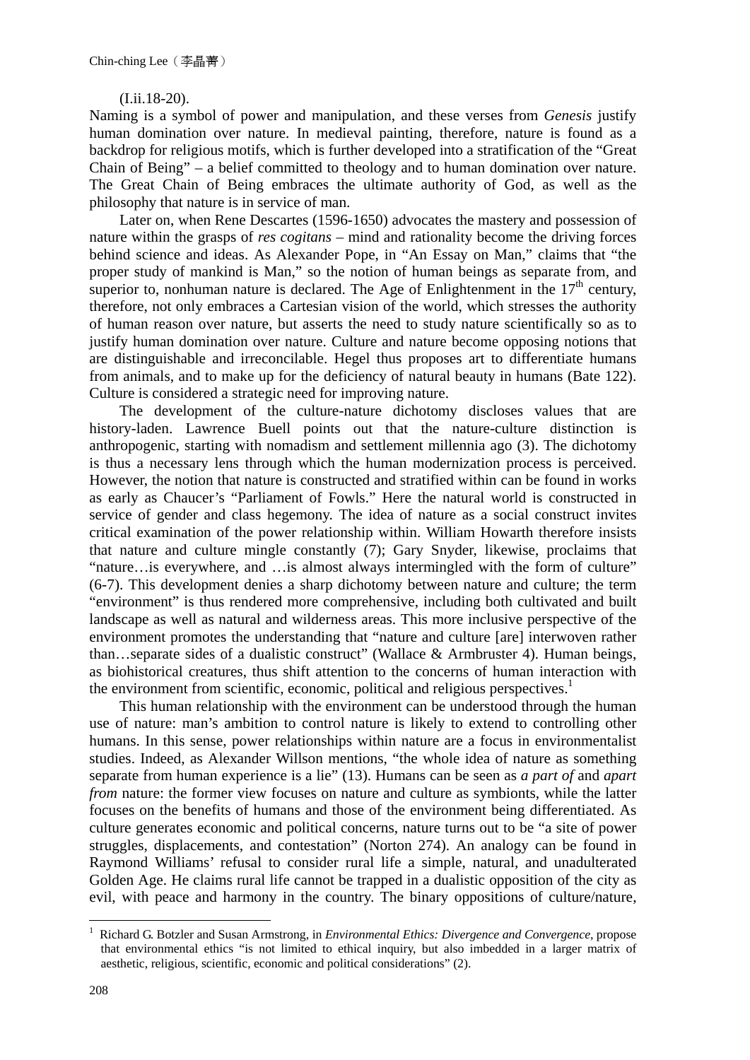(I.ii.18-20).

Naming is a symbol of power and manipulation, and these verses from *Genesis* justify human domination over nature. In medieval painting, therefore, nature is found as a backdrop for religious motifs, which is further developed into a stratification of the "Great Chain of Being" – a belief committed to theology and to human domination over nature. The Great Chain of Being embraces the ultimate authority of God, as well as the philosophy that nature is in service of man.

Later on, when Rene Descartes (1596-1650) advocates the mastery and possession of nature within the grasps of *res cogitans* – mind and rationality become the driving forces behind science and ideas. As Alexander Pope, in "An Essay on Man," claims that "the proper study of mankind is Man," so the notion of human beings as separate from, and superior to, nonhuman nature is declared. The Age of Enlightenment in the 17th century, therefore, not only embraces a Cartesian vision of the world, which stresses the authority of human reason over nature, but asserts the need to study nature scientifically so as to justify human domination over nature. Culture and nature become opposing notions that are distinguishable and irreconcilable. Hegel thus proposes art to differentiate humans from animals, and to make up for the deficiency of natural beauty in humans (Bate 122). Culture is considered a strategic need for improving nature.

The development of the culture-nature dichotomy discloses values that are history-laden. Lawrence Buell points out that the nature-culture distinction is anthropogenic, starting with nomadism and settlement millennia ago (3). The dichotomy is thus a necessary lens through which the human modernization process is perceived. However, the notion that nature is constructed and stratified within can be found in works as early as Chaucer's "Parliament of Fowls." Here the natural world is constructed in service of gender and class hegemony. The idea of nature as a social construct invites critical examination of the power relationship within. William Howarth therefore insists that nature and culture mingle constantly (7); Gary Snyder, likewise, proclaims that "nature…is everywhere, and …is almost always intermingled with the form of culture" (6-7). This development denies a sharp dichotomy between nature and culture; the term "environment" is thus rendered more comprehensive, including both cultivated and built landscape as well as natural and wilderness areas. This more inclusive perspective of the environment promotes the understanding that "nature and culture [are] interwoven rather than…separate sides of a dualistic construct" (Wallace & Armbruster 4). Human beings, as biohistorical creatures, thus shift attention to the concerns of human interaction with the environment from scientific, economic, political and religious perspectives.[1]

This human relationship with the environment can be understood through the human use of nature: man's ambition to control nature is likely to extend to controlling other humans. In this sense, power relationships within nature are a focus in environmentalist studies. Indeed, as Alexander Willson mentions, "the whole idea of nature as something separate from human experience is a lie" (13). Humans can be seen as *a part of* and *apart from* nature: the former view focuses on nature and culture as symbionts, while the latter focuses on the benefits of humans and those of the environment being differentiated. As culture generates economic and political concerns, nature turns out to be "a site of power struggles, displacements, and contestation" (Norton 274). An analogy can be found in Raymond Williams' refusal to consider rural life a simple, natural, and unadulterated Golden Age. He claims rural life cannot be trapped in a dualistic opposition of the city as evil, with peace and harmony in the country. The binary oppositions of culture/nature,

---

[1] Richard G. Botzler and Susan Armstrong, in *Environmental Ethics: Divergence and Convergence*, propose that environmental ethics "is not limited to ethical inquiry, but also imbedded in a larger matrix of aesthetic, religious, scientific, economic and political considerations" (2).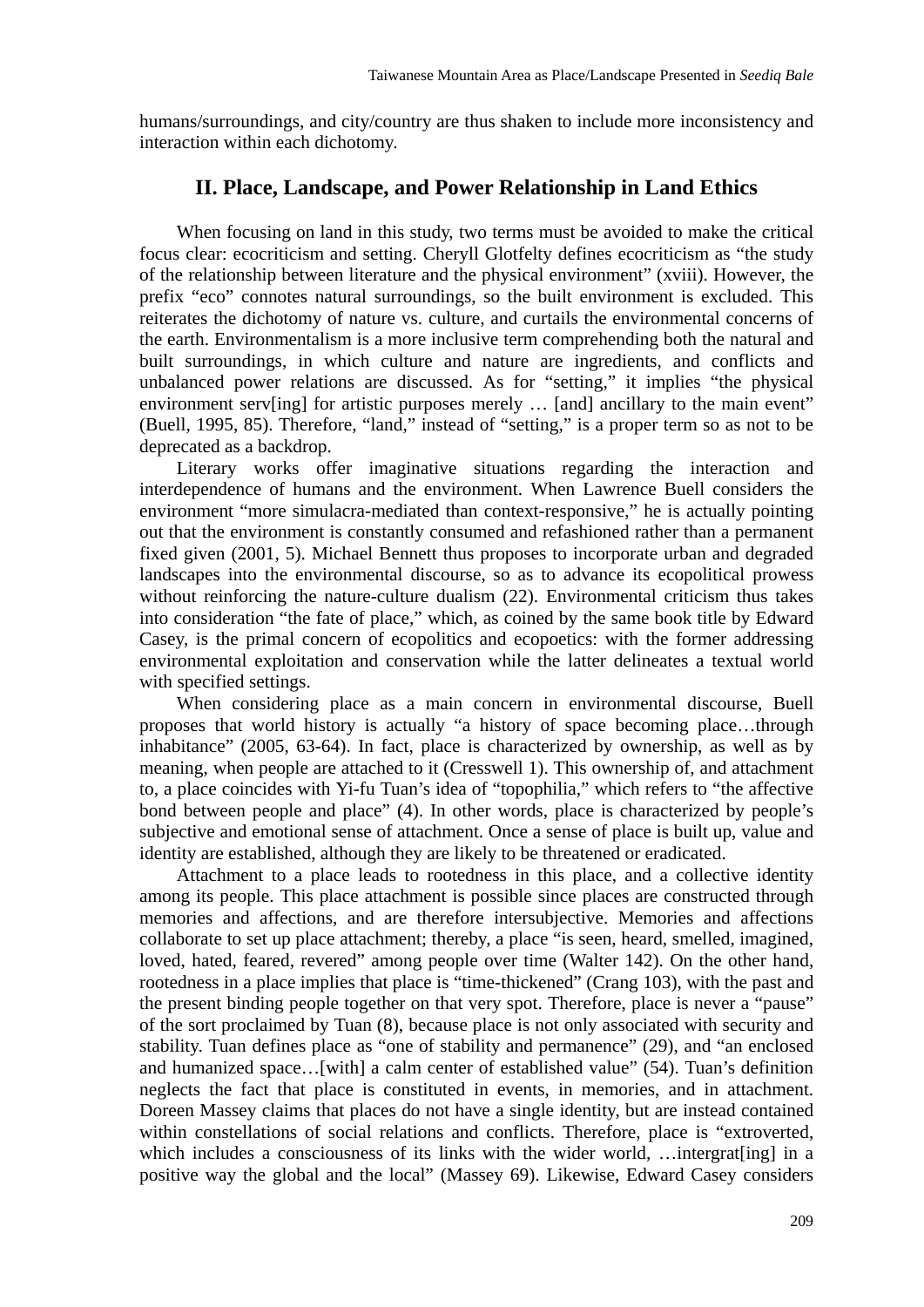humans/surroundings, and city/country are thus shaken to include more inconsistency and interaction within each dichotomy.

## II. Place, Landscape, and Power Relationship in Land Ethics

When focusing on land in this study, two terms must be avoided to make the critical focus clear: ecocriticism and setting. Cheryll Glotfelty defines ecocriticism as "the study of the relationship between literature and the physical environment" (xviii). However, the prefix "eco" connotes natural surroundings, so the built environment is excluded. This reiterates the dichotomy of nature vs. culture, and curtails the environmental concerns of the earth. Environmentalism is a more inclusive term comprehending both the natural and built surroundings, in which culture and nature are ingredients, and conflicts and unbalanced power relations are discussed. As for "setting," it implies "the physical environment serv[ing] for artistic purposes merely … [and] ancillary to the main event" (Buell, 1995, 85). Therefore, "land," instead of "setting," is a proper term so as not to be deprecated as a backdrop.

Literary works offer imaginative situations regarding the interaction and interdependence of humans and the environment. When Lawrence Buell considers the environment "more simulacra-mediated than context-responsive," he is actually pointing out that the environment is constantly consumed and refashioned rather than a permanent fixed given (2001, 5). Michael Bennett thus proposes to incorporate urban and degraded landscapes into the environmental discourse, so as to advance its ecopolitical prowess without reinforcing the nature-culture dualism (22). Environmental criticism thus takes into consideration "the fate of place," which, as coined by the same book title by Edward Casey, is the primal concern of ecopolitics and ecopoetics: with the former addressing environmental exploitation and conservation while the latter delineates a textual world with specified settings.

When considering place as a main concern in environmental discourse, Buell proposes that world history is actually "a history of space becoming place…through inhabitance" (2005, 63-64). In fact, place is characterized by ownership, as well as by meaning, when people are attached to it (Cresswell 1). This ownership of, and attachment to, a place coincides with Yi-fu Tuan's idea of "topophilia," which refers to "the affective bond between people and place" (4). In other words, place is characterized by people's subjective and emotional sense of attachment. Once a sense of place is built up, value and identity are established, although they are likely to be threatened or eradicated.

Attachment to a place leads to rootedness in this place, and a collective identity among its people. This place attachment is possible since places are constructed through memories and affections, and are therefore intersubjective. Memories and affections collaborate to set up place attachment; thereby, a place "is seen, heard, smelled, imagined, loved, hated, feared, revered" among people over time (Walter 142). On the other hand, rootedness in a place implies that place is "time-thickened" (Crang 103), with the past and the present binding people together on that very spot. Therefore, place is never a "pause" of the sort proclaimed by Tuan (8), because place is not only associated with security and stability. Tuan defines place as "one of stability and permanence" (29), and "an enclosed and humanized space…[with] a calm center of established value" (54). Tuan's definition neglects the fact that place is constituted in events, in memories, and in attachment. Doreen Massey claims that places do not have a single identity, but are instead contained within constellations of social relations and conflicts. Therefore, place is "extroverted, which includes a consciousness of its links with the wider world, …intergrat[ing] in a positive way the global and the local" (Massey 69). Likewise, Edward Casey considers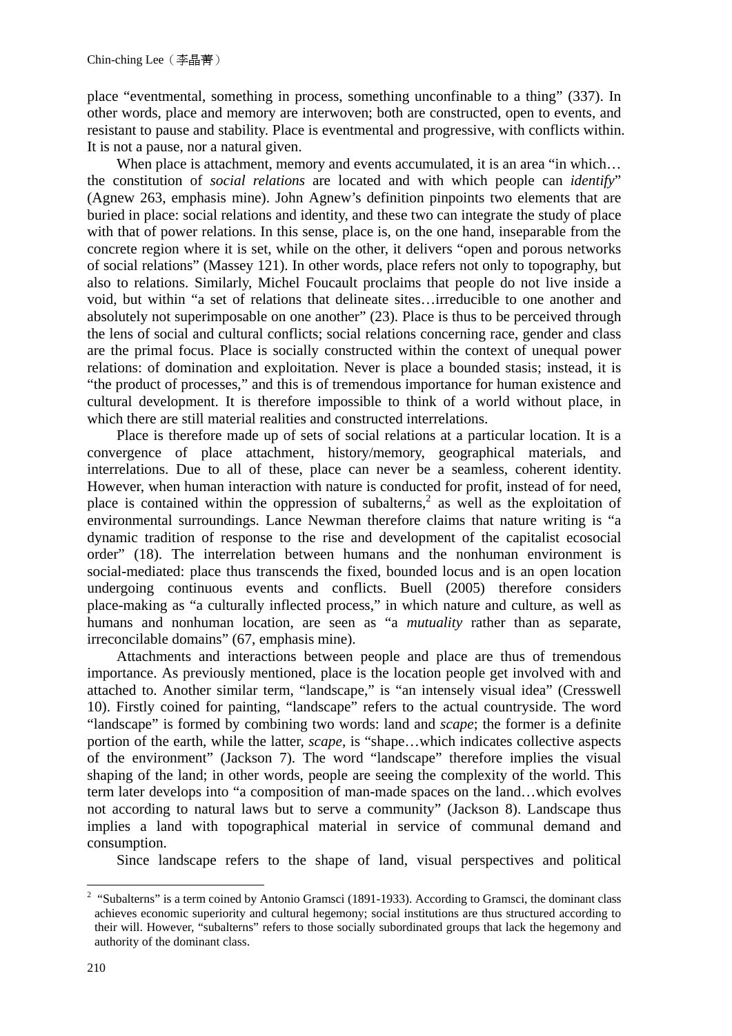place "eventmental, something in process, something unconfinable to a thing" (337). In other words, place and memory are interwoven; both are constructed, open to events, and resistant to pause and stability. Place is eventmental and progressive, with conflicts within. It is not a pause, nor a natural given.

When place is attachment, memory and events accumulated, it is an area "in which… the constitution of *social relations* are located and with which people can *identify*" (Agnew 263, emphasis mine). John Agnew's definition pinpoints two elements that are buried in place: social relations and identity, and these two can integrate the study of place with that of power relations. In this sense, place is, on the one hand, inseparable from the concrete region where it is set, while on the other, it delivers "open and porous networks of social relations" (Massey 121). In other words, place refers not only to topography, but also to relations. Similarly, Michel Foucault proclaims that people do not live inside a void, but within "a set of relations that delineate sites…irreducible to one another and absolutely not superimposable on one another" (23). Place is thus to be perceived through the lens of social and cultural conflicts; social relations concerning race, gender and class are the primal focus. Place is socially constructed within the context of unequal power relations: of domination and exploitation. Never is place a bounded stasis; instead, it is "the product of processes," and this is of tremendous importance for human existence and cultural development. It is therefore impossible to think of a world without place, in which there are still material realities and constructed interrelations.

Place is therefore made up of sets of social relations at a particular location. It is a convergence of place attachment, history/memory, geographical materials, and interrelations. Due to all of these, place can never be a seamless, coherent identity. However, when human interaction with nature is conducted for profit, instead of for need, place is contained within the oppression of subalterns,[2] as well as the exploitation of environmental surroundings. Lance Newman therefore claims that nature writing is "a dynamic tradition of response to the rise and development of the capitalist ecosocial order" (18). The interrelation between humans and the nonhuman environment is social-mediated: place thus transcends the fixed, bounded locus and is an open location undergoing continuous events and conflicts. Buell (2005) therefore considers place-making as "a culturally inflected process," in which nature and culture, as well as humans and nonhuman location, are seen as "a *mutuality* rather than as separate, irreconcilable domains" (67, emphasis mine).

Attachments and interactions between people and place are thus of tremendous importance. As previously mentioned, place is the location people get involved with and attached to. Another similar term, "landscape," is "an intensely visual idea" (Cresswell 10). Firstly coined for painting, "landscape" refers to the actual countryside. The word "landscape" is formed by combining two words: land and *scape*; the former is a definite portion of the earth, while the latter, *scape*, is "shape…which indicates collective aspects of the environment" (Jackson 7). The word "landscape" therefore implies the visual shaping of the land; in other words, people are seeing the complexity of the world. This term later develops into "a composition of man-made spaces on the land…which evolves not according to natural laws but to serve a community" (Jackson 8). Landscape thus implies a land with topographical material in service of communal demand and consumption.

Since landscape refers to the shape of land, visual perspectives and political

---

[2] "Subalterns" is a term coined by Antonio Gramsci (1891-1933). According to Gramsci, the dominant class achieves economic superiority and cultural hegemony; social institutions are thus structured according to their will. However, "subalterns" refers to those socially subordinated groups that lack the hegemony and authority of the dominant class.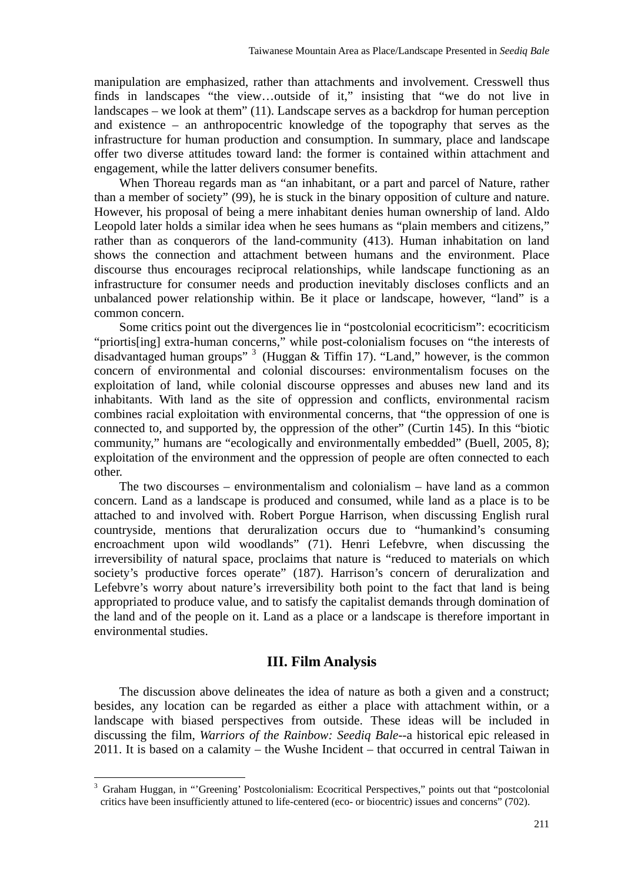manipulation are emphasized, rather than attachments and involvement. Cresswell thus finds in landscapes "the view…outside of it," insisting that "we do not live in landscapes – we look at them" (11). Landscape serves as a backdrop for human perception and existence – an anthropocentric knowledge of the topography that serves as the infrastructure for human production and consumption. In summary, place and landscape offer two diverse attitudes toward land: the former is contained within attachment and engagement, while the latter delivers consumer benefits.

When Thoreau regards man as "an inhabitant, or a part and parcel of Nature, rather than a member of society" (99), he is stuck in the binary opposition of culture and nature. However, his proposal of being a mere inhabitant denies human ownership of land. Aldo Leopold later holds a similar idea when he sees humans as "plain members and citizens," rather than as conquerors of the land-community (413). Human inhabitation on land shows the connection and attachment between humans and the environment. Place discourse thus encourages reciprocal relationships, while landscape functioning as an infrastructure for consumer needs and production inevitably discloses conflicts and an unbalanced power relationship within. Be it place or landscape, however, "land" is a common concern.

Some critics point out the divergences lie in "postcolonial ecocriticism": ecocriticism "priortis[ing] extra-human concerns," while post-colonialism focuses on "the interests of disadvantaged human groups" [3] (Huggan & Tiffin 17). "Land," however, is the common concern of environmental and colonial discourses: environmentalism focuses on the exploitation of land, while colonial discourse oppresses and abuses new land and its inhabitants. With land as the site of oppression and conflicts, environmental racism combines racial exploitation with environmental concerns, that "the oppression of one is connected to, and supported by, the oppression of the other" (Curtin 145). In this "biotic community," humans are "ecologically and environmentally embedded" (Buell, 2005, 8); exploitation of the environment and the oppression of people are often connected to each other.

The two discourses – environmentalism and colonialism – have land as a common concern. Land as a landscape is produced and consumed, while land as a place is to be attached to and involved with. Robert Porgue Harrison, when discussing English rural countryside, mentions that deruralization occurs due to "humankind's consuming encroachment upon wild woodlands" (71). Henri Lefebvre, when discussing the irreversibility of natural space, proclaims that nature is "reduced to materials on which society's productive forces operate" (187). Harrison's concern of deruralization and Lefebvre's worry about nature's irreversibility both point to the fact that land is being appropriated to produce value, and to satisfy the capitalist demands through domination of the land and of the people on it. Land as a place or a landscape is therefore important in environmental studies.

## III. Film Analysis

The discussion above delineates the idea of nature as both a given and a construct; besides, any location can be regarded as either a place with attachment within, or a landscape with biased perspectives from outside. These ideas will be included in discussing the film, *Warriors of the Rainbow: Seediq Bale*--a historical epic released in 2011. It is based on a calamity – the Wushe Incident – that occurred in central Taiwan in

---

[3] Graham Huggan, in "'Greening' Postcolonialism: Ecocritical Perspectives," points out that "postcolonial critics have been insufficiently attuned to life-centered (eco- or biocentric) issues and concerns" (702).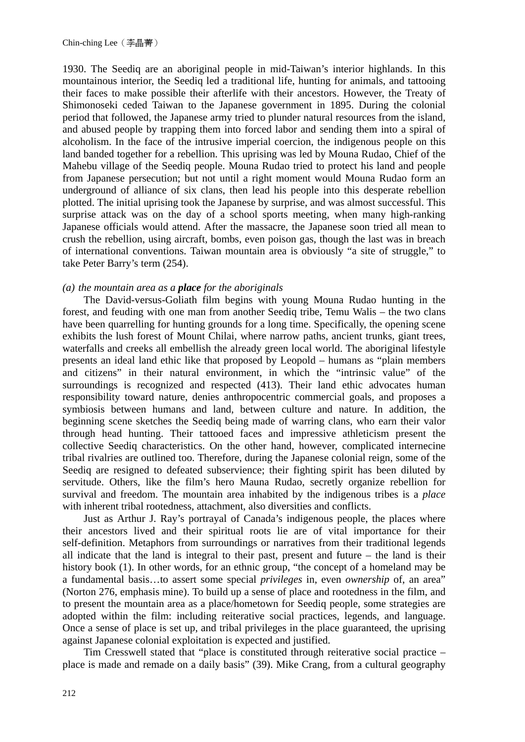1930. The Seediq are an aboriginal people in mid-Taiwan's interior highlands. In this mountainous interior, the Seediq led a traditional life, hunting for animals, and tattooing their faces to make possible their afterlife with their ancestors. However, the Treaty of Shimonoseki ceded Taiwan to the Japanese government in 1895. During the colonial period that followed, the Japanese army tried to plunder natural resources from the island, and abused people by trapping them into forced labor and sending them into a spiral of alcoholism. In the face of the intrusive imperial coercion, the indigenous people on this land banded together for a rebellion. This uprising was led by Mouna Rudao, Chief of the Mahebu village of the Seediq people. Mouna Rudao tried to protect his land and people from Japanese persecution; but not until a right moment would Mouna Rudao form an underground of alliance of six clans, then lead his people into this desperate rebellion plotted. The initial uprising took the Japanese by surprise, and was almost successful. This surprise attack was on the day of a school sports meeting, when many high-ranking Japanese officials would attend. After the massacre, the Japanese soon tried all mean to crush the rebellion, using aircraft, bombs, even poison gas, though the last was in breach of international conventions. Taiwan mountain area is obviously "a site of struggle," to take Peter Barry's term (254).

*(a) the mountain area as a **place** for the aboriginals*

The David-versus-Goliath film begins with young Mouna Rudao hunting in the forest, and feuding with one man from another Seediq tribe, Temu Walis – the two clans have been quarrelling for hunting grounds for a long time. Specifically, the opening scene exhibits the lush forest of Mount Chilai, where narrow paths, ancient trunks, giant trees, waterfalls and creeks all embellish the already green local world. The aboriginal lifestyle presents an ideal land ethic like that proposed by Leopold – humans as "plain members and citizens" in their natural environment, in which the "intrinsic value" of the surroundings is recognized and respected (413). Their land ethic advocates human responsibility toward nature, denies anthropocentric commercial goals, and proposes a symbiosis between humans and land, between culture and nature. In addition, the beginning scene sketches the Seediq being made of warring clans, who earn their valor through head hunting. Their tattooed faces and impressive athleticism present the collective Seediq characteristics. On the other hand, however, complicated internecine tribal rivalries are outlined too. Therefore, during the Japanese colonial reign, some of the Seediq are resigned to defeated subservience; their fighting spirit has been diluted by servitude. Others, like the film's hero Mauna Rudao, secretly organize rebellion for survival and freedom. The mountain area inhabited by the indigenous tribes is a *place* with inherent tribal rootedness, attachment, also diversities and conflicts.

Just as Arthur J. Ray's portrayal of Canada's indigenous people, the places where their ancestors lived and their spiritual roots lie are of vital importance for their self-definition. Metaphors from surroundings or narratives from their traditional legends all indicate that the land is integral to their past, present and future – the land is their history book (1). In other words, for an ethnic group, "the concept of a homeland may be a fundamental basis…to assert some special *privileges* in, even *ownership* of, an area" (Norton 276, emphasis mine). To build up a sense of place and rootedness in the film, and to present the mountain area as a place/hometown for Seediq people, some strategies are adopted within the film: including reiterative social practices, legends, and language. Once a sense of place is set up, and tribal privileges in the place guaranteed, the uprising against Japanese colonial exploitation is expected and justified.

Tim Cresswell stated that "place is constituted through reiterative social practice – place is made and remade on a daily basis" (39). Mike Crang, from a cultural geography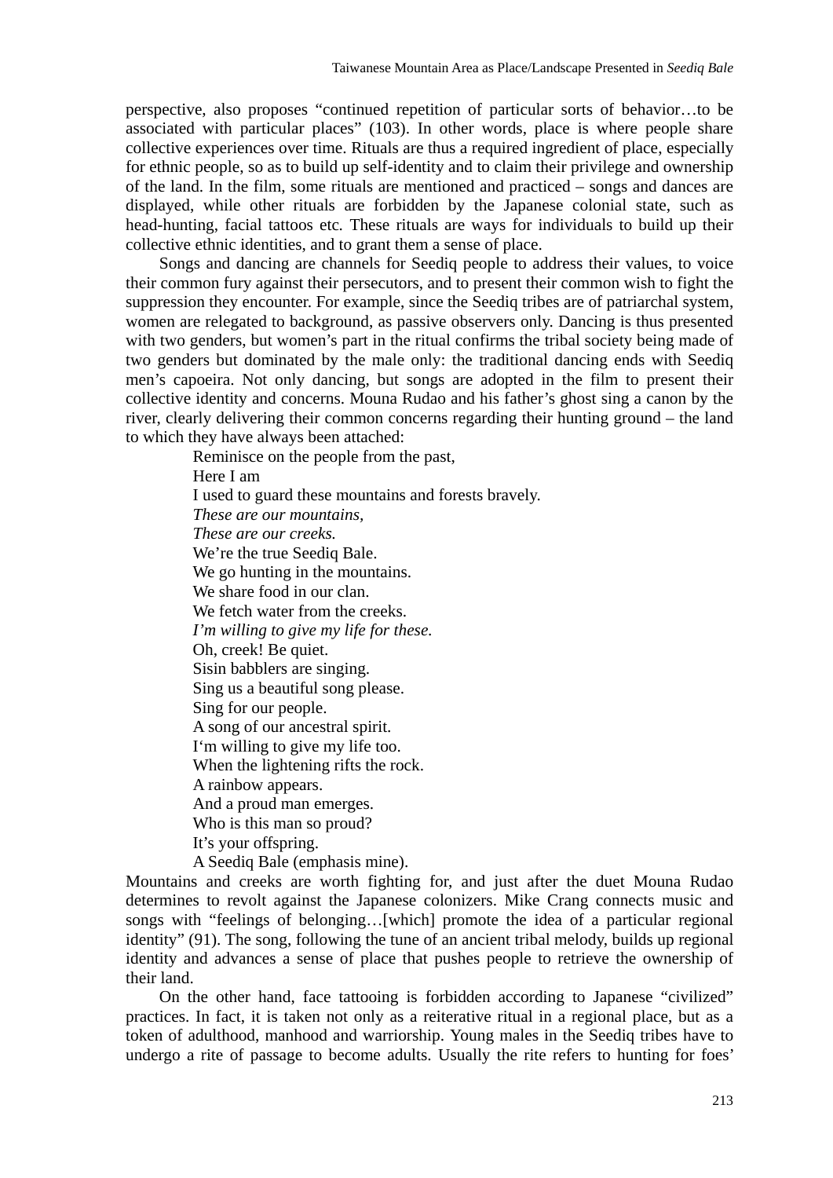perspective, also proposes "continued repetition of particular sorts of behavior…to be associated with particular places" (103). In other words, place is where people share collective experiences over time. Rituals are thus a required ingredient of place, especially for ethnic people, so as to build up self-identity and to claim their privilege and ownership of the land. In the film, some rituals are mentioned and practiced – songs and dances are displayed, while other rituals are forbidden by the Japanese colonial state, such as head-hunting, facial tattoos etc. These rituals are ways for individuals to build up their collective ethnic identities, and to grant them a sense of place.

Songs and dancing are channels for Seediq people to address their values, to voice their common fury against their persecutors, and to present their common wish to fight the suppression they encounter. For example, since the Seediq tribes are of patriarchal system, women are relegated to background, as passive observers only. Dancing is thus presented with two genders, but women's part in the ritual confirms the tribal society being made of two genders but dominated by the male only: the traditional dancing ends with Seediq men's capoeira. Not only dancing, but songs are adopted in the film to present their collective identity and concerns. Mouna Rudao and his father's ghost sing a canon by the river, clearly delivering their common concerns regarding their hunting ground – the land to which they have always been attached:

> Reminisce on the people from the past,
> Here I am
> I used to guard these mountains and forests bravely.
> *These are our mountains,*
> *These are our creeks.*
> We're the true Seediq Bale.
> We go hunting in the mountains.
> We share food in our clan.
> We fetch water from the creeks.
> *I'm willing to give my life for these.*
> Oh, creek! Be quiet.
> Sisin babblers are singing.
> Sing us a beautiful song please.
> Sing for our people.
> A song of our ancestral spirit.
> I'm willing to give my life too.
> When the lightening rifts the rock.
> A rainbow appears.
> And a proud man emerges.
> Who is this man so proud?
> It's your offspring.
> A Seediq Bale (emphasis mine).

Mountains and creeks are worth fighting for, and just after the duet Mouna Rudao determines to revolt against the Japanese colonizers. Mike Crang connects music and songs with "feelings of belonging…[which] promote the idea of a particular regional identity" (91). The song, following the tune of an ancient tribal melody, builds up regional identity and advances a sense of place that pushes people to retrieve the ownership of their land.

On the other hand, face tattooing is forbidden according to Japanese "civilized" practices. In fact, it is taken not only as a reiterative ritual in a regional place, but as a token of adulthood, manhood and warriorship. Young males in the Seediq tribes have to undergo a rite of passage to become adults. Usually the rite refers to hunting for foes'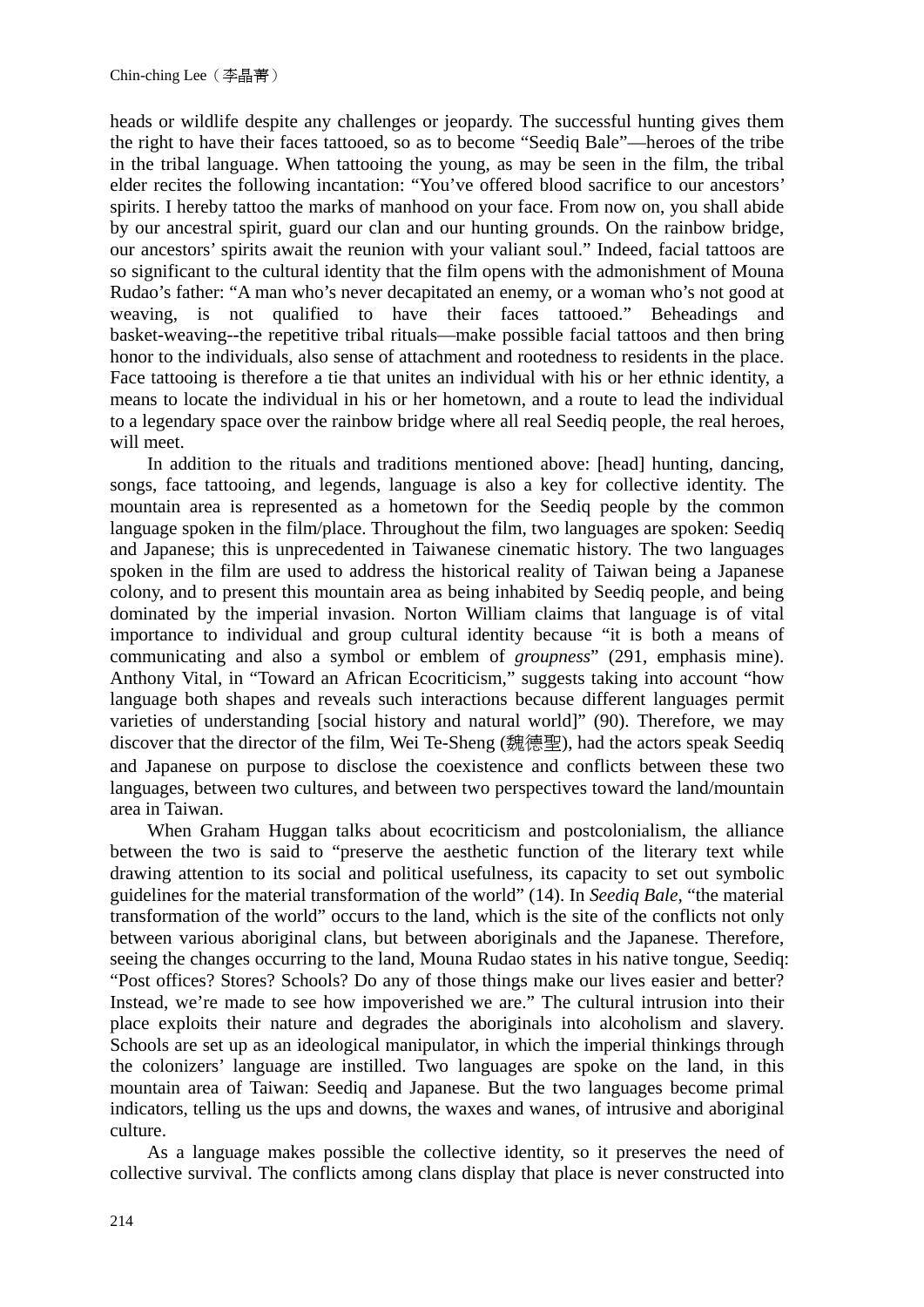heads or wildlife despite any challenges or jeopardy. The successful hunting gives them the right to have their faces tattooed, so as to become "Seediq Bale"—heroes of the tribe in the tribal language. When tattooing the young, as may be seen in the film, the tribal elder recites the following incantation: "You've offered blood sacrifice to our ancestors' spirits. I hereby tattoo the marks of manhood on your face. From now on, you shall abide by our ancestral spirit, guard our clan and our hunting grounds. On the rainbow bridge, our ancestors' spirits await the reunion with your valiant soul." Indeed, facial tattoos are so significant to the cultural identity that the film opens with the admonishment of Mouna Rudao's father: "A man who's never decapitated an enemy, or a woman who's not good at weaving, is not qualified to have their faces tattooed." Beheadings and basket-weaving--the repetitive tribal rituals—make possible facial tattoos and then bring honor to the individuals, also sense of attachment and rootedness to residents in the place. Face tattooing is therefore a tie that unites an individual with his or her ethnic identity, a means to locate the individual in his or her hometown, and a route to lead the individual to a legendary space over the rainbow bridge where all real Seediq people, the real heroes, will meet.

In addition to the rituals and traditions mentioned above: [head] hunting, dancing, songs, face tattooing, and legends, language is also a key for collective identity. The mountain area is represented as a hometown for the Seediq people by the common language spoken in the film/place. Throughout the film, two languages are spoken: Seediq and Japanese; this is unprecedented in Taiwanese cinematic history. The two languages spoken in the film are used to address the historical reality of Taiwan being a Japanese colony, and to present this mountain area as being inhabited by Seediq people, and being dominated by the imperial invasion. Norton William claims that language is of vital importance to individual and group cultural identity because "it is both a means of communicating and also a symbol or emblem of *groupness*" (291, emphasis mine). Anthony Vital, in "Toward an African Ecocriticism," suggests taking into account "how language both shapes and reveals such interactions because different languages permit varieties of understanding [social history and natural world]" (90). Therefore, we may discover that the director of the film, Wei Te-Sheng (魏德聖), had the actors speak Seediq and Japanese on purpose to disclose the coexistence and conflicts between these two languages, between two cultures, and between two perspectives toward the land/mountain area in Taiwan.

When Graham Huggan talks about ecocriticism and postcolonialism, the alliance between the two is said to "preserve the aesthetic function of the literary text while drawing attention to its social and political usefulness, its capacity to set out symbolic guidelines for the material transformation of the world" (14). In *Seediq Bale*, "the material transformation of the world" occurs to the land, which is the site of the conflicts not only between various aboriginal clans, but between aboriginals and the Japanese. Therefore, seeing the changes occurring to the land, Mouna Rudao states in his native tongue, Seediq: "Post offices? Stores? Schools? Do any of those things make our lives easier and better? Instead, we're made to see how impoverished we are." The cultural intrusion into their place exploits their nature and degrades the aboriginals into alcoholism and slavery. Schools are set up as an ideological manipulator, in which the imperial thinkings through the colonizers' language are instilled. Two languages are spoke on the land, in this mountain area of Taiwan: Seediq and Japanese. But the two languages become primal indicators, telling us the ups and downs, the waxes and wanes, of intrusive and aboriginal culture.

As a language makes possible the collective identity, so it preserves the need of collective survival. The conflicts among clans display that place is never constructed into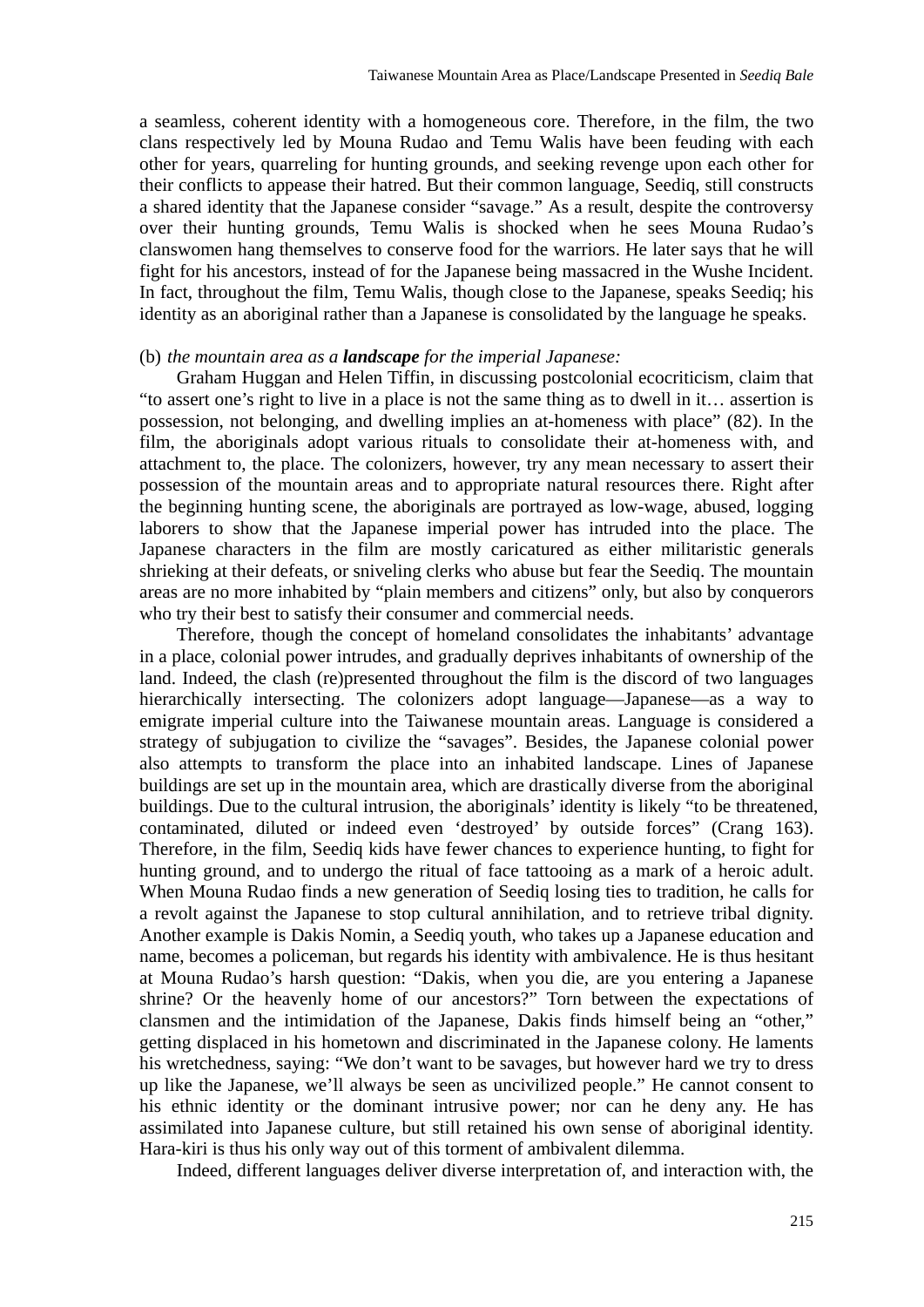a seamless, coherent identity with a homogeneous core. Therefore, in the film, the two clans respectively led by Mouna Rudao and Temu Walis have been feuding with each other for years, quarreling for hunting grounds, and seeking revenge upon each other for their conflicts to appease their hatred. But their common language, Seediq, still constructs a shared identity that the Japanese consider "savage." As a result, despite the controversy over their hunting grounds, Temu Walis is shocked when he sees Mouna Rudao's clanswomen hang themselves to conserve food for the warriors. He later says that he will fight for his ancestors, instead of for the Japanese being massacred in the Wushe Incident. In fact, throughout the film, Temu Walis, though close to the Japanese, speaks Seediq; his identity as an aboriginal rather than a Japanese is consolidated by the language he speaks.

(b) *the mountain area as a* ***landscape*** *for the imperial Japanese:*

Graham Huggan and Helen Tiffin, in discussing postcolonial ecocriticism, claim that "to assert one's right to live in a place is not the same thing as to dwell in it… assertion is possession, not belonging, and dwelling implies an at-homeness with place" (82). In the film, the aboriginals adopt various rituals to consolidate their at-homeness with, and attachment to, the place. The colonizers, however, try any mean necessary to assert their possession of the mountain areas and to appropriate natural resources there. Right after the beginning hunting scene, the aboriginals are portrayed as low-wage, abused, logging laborers to show that the Japanese imperial power has intruded into the place. The Japanese characters in the film are mostly caricatured as either militaristic generals shrieking at their defeats, or sniveling clerks who abuse but fear the Seediq. The mountain areas are no more inhabited by "plain members and citizens" only, but also by conquerors who try their best to satisfy their consumer and commercial needs.

Therefore, though the concept of homeland consolidates the inhabitants' advantage in a place, colonial power intrudes, and gradually deprives inhabitants of ownership of the land. Indeed, the clash (re)presented throughout the film is the discord of two languages hierarchically intersecting. The colonizers adopt language—Japanese—as a way to emigrate imperial culture into the Taiwanese mountain areas. Language is considered a strategy of subjugation to civilize the "savages". Besides, the Japanese colonial power also attempts to transform the place into an inhabited landscape. Lines of Japanese buildings are set up in the mountain area, which are drastically diverse from the aboriginal buildings. Due to the cultural intrusion, the aboriginals' identity is likely "to be threatened, contaminated, diluted or indeed even 'destroyed' by outside forces" (Crang 163). Therefore, in the film, Seediq kids have fewer chances to experience hunting, to fight for hunting ground, and to undergo the ritual of face tattooing as a mark of a heroic adult. When Mouna Rudao finds a new generation of Seediq losing ties to tradition, he calls for a revolt against the Japanese to stop cultural annihilation, and to retrieve tribal dignity. Another example is Dakis Nomin, a Seediq youth, who takes up a Japanese education and name, becomes a policeman, but regards his identity with ambivalence. He is thus hesitant at Mouna Rudao's harsh question: "Dakis, when you die, are you entering a Japanese shrine? Or the heavenly home of our ancestors?" Torn between the expectations of clansmen and the intimidation of the Japanese, Dakis finds himself being an "other," getting displaced in his hometown and discriminated in the Japanese colony. He laments his wretchedness, saying: "We don't want to be savages, but however hard we try to dress up like the Japanese, we'll always be seen as uncivilized people." He cannot consent to his ethnic identity or the dominant intrusive power; nor can he deny any. He has assimilated into Japanese culture, but still retained his own sense of aboriginal identity. Hara-kiri is thus his only way out of this torment of ambivalent dilemma.

Indeed, different languages deliver diverse interpretation of, and interaction with, the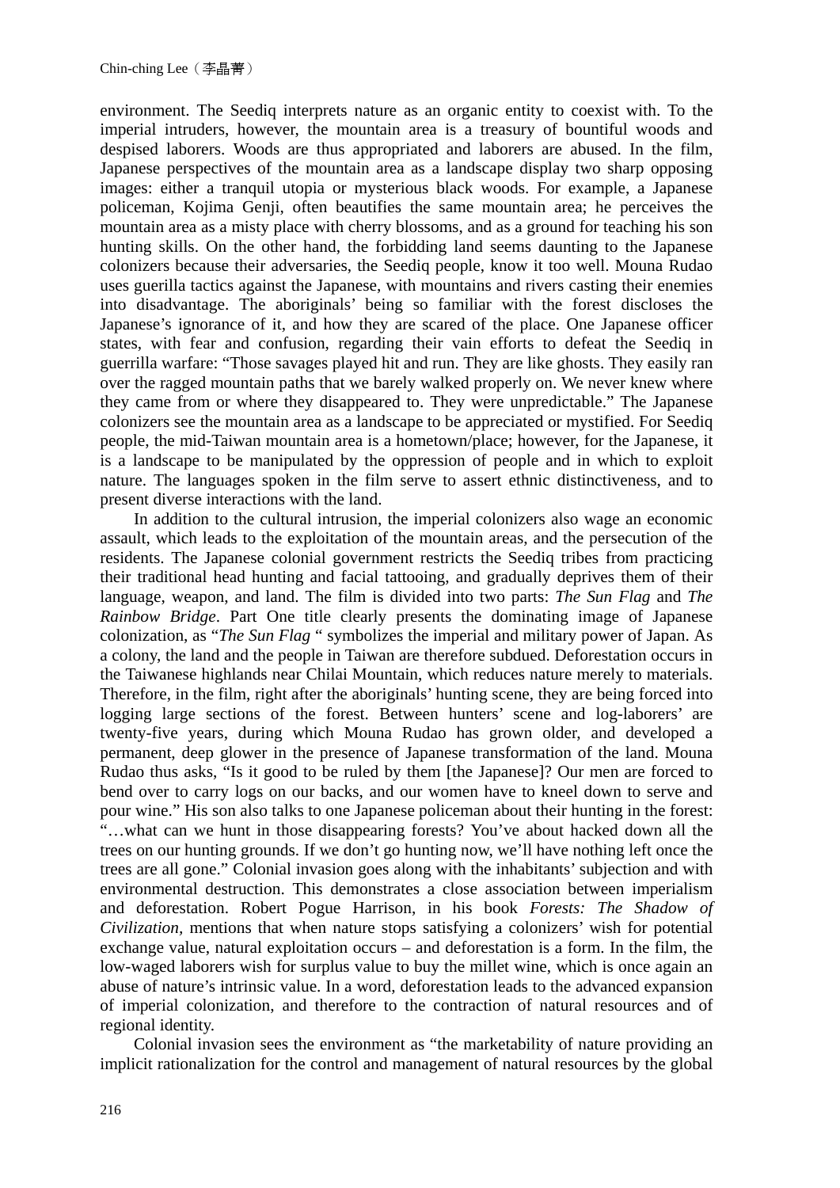environment. The Seediq interprets nature as an organic entity to coexist with. To the imperial intruders, however, the mountain area is a treasury of bountiful woods and despised laborers. Woods are thus appropriated and laborers are abused. In the film, Japanese perspectives of the mountain area as a landscape display two sharp opposing images: either a tranquil utopia or mysterious black woods. For example, a Japanese policeman, Kojima Genji, often beautifies the same mountain area; he perceives the mountain area as a misty place with cherry blossoms, and as a ground for teaching his son hunting skills. On the other hand, the forbidding land seems daunting to the Japanese colonizers because their adversaries, the Seediq people, know it too well. Mouna Rudao uses guerilla tactics against the Japanese, with mountains and rivers casting their enemies into disadvantage. The aboriginals' being so familiar with the forest discloses the Japanese's ignorance of it, and how they are scared of the place. One Japanese officer states, with fear and confusion, regarding their vain efforts to defeat the Seediq in guerrilla warfare: "Those savages played hit and run. They are like ghosts. They easily ran over the ragged mountain paths that we barely walked properly on. We never knew where they came from or where they disappeared to. They were unpredictable." The Japanese colonizers see the mountain area as a landscape to be appreciated or mystified. For Seediq people, the mid-Taiwan mountain area is a hometown/place; however, for the Japanese, it is a landscape to be manipulated by the oppression of people and in which to exploit nature. The languages spoken in the film serve to assert ethnic distinctiveness, and to present diverse interactions with the land.

In addition to the cultural intrusion, the imperial colonizers also wage an economic assault, which leads to the exploitation of the mountain areas, and the persecution of the residents. The Japanese colonial government restricts the Seediq tribes from practicing their traditional head hunting and facial tattooing, and gradually deprives them of their language, weapon, and land. The film is divided into two parts: *The Sun Flag* and *The Rainbow Bridge*. Part One title clearly presents the dominating image of Japanese colonization, as "*The Sun Flag* " symbolizes the imperial and military power of Japan. As a colony, the land and the people in Taiwan are therefore subdued. Deforestation occurs in the Taiwanese highlands near Chilai Mountain, which reduces nature merely to materials. Therefore, in the film, right after the aboriginals' hunting scene, they are being forced into logging large sections of the forest. Between hunters' scene and log-laborers' are twenty-five years, during which Mouna Rudao has grown older, and developed a permanent, deep glower in the presence of Japanese transformation of the land. Mouna Rudao thus asks, "Is it good to be ruled by them [the Japanese]? Our men are forced to bend over to carry logs on our backs, and our women have to kneel down to serve and pour wine." His son also talks to one Japanese policeman about their hunting in the forest: "…what can we hunt in those disappearing forests? You've about hacked down all the trees on our hunting grounds. If we don't go hunting now, we'll have nothing left once the trees are all gone." Colonial invasion goes along with the inhabitants' subjection and with environmental destruction. This demonstrates a close association between imperialism and deforestation. Robert Pogue Harrison, in his book *Forests: The Shadow of Civilization*, mentions that when nature stops satisfying a colonizers' wish for potential exchange value, natural exploitation occurs – and deforestation is a form. In the film, the low-waged laborers wish for surplus value to buy the millet wine, which is once again an abuse of nature's intrinsic value. In a word, deforestation leads to the advanced expansion of imperial colonization, and therefore to the contraction of natural resources and of regional identity.

Colonial invasion sees the environment as "the marketability of nature providing an implicit rationalization for the control and management of natural resources by the global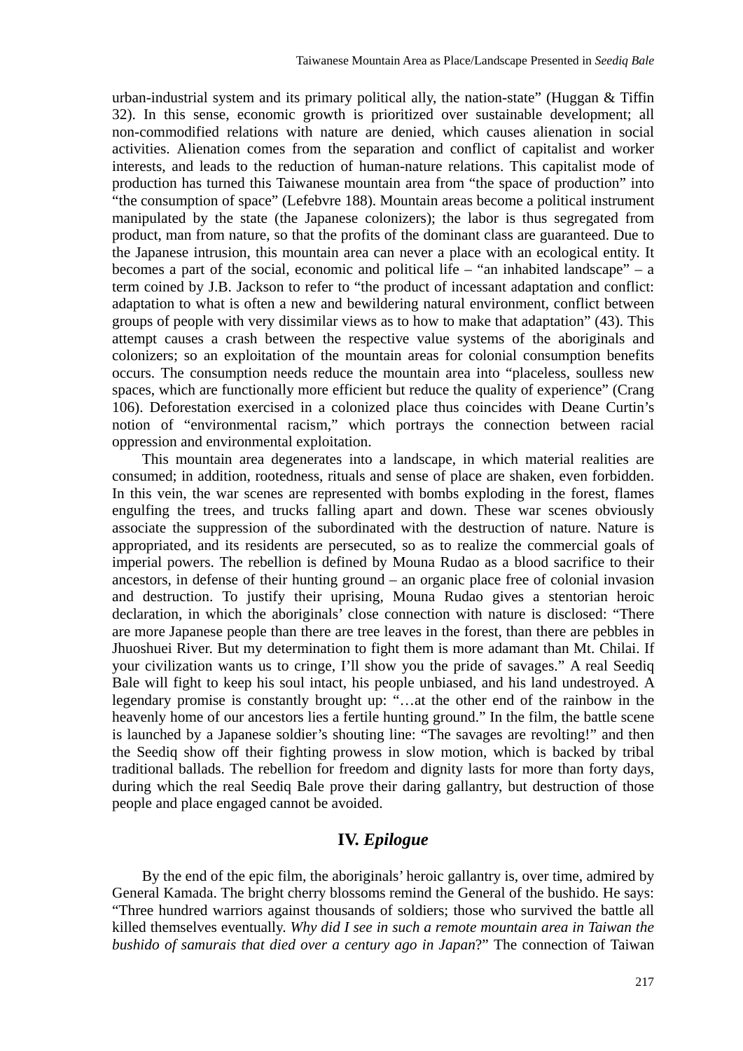urban-industrial system and its primary political ally, the nation-state" (Huggan & Tiffin 32). In this sense, economic growth is prioritized over sustainable development; all non-commodified relations with nature are denied, which causes alienation in social activities. Alienation comes from the separation and conflict of capitalist and worker interests, and leads to the reduction of human-nature relations. This capitalist mode of production has turned this Taiwanese mountain area from "the space of production" into "the consumption of space" (Lefebvre 188). Mountain areas become a political instrument manipulated by the state (the Japanese colonizers); the labor is thus segregated from product, man from nature, so that the profits of the dominant class are guaranteed. Due to the Japanese intrusion, this mountain area can never a place with an ecological entity. It becomes a part of the social, economic and political life – "an inhabited landscape" – a term coined by J.B. Jackson to refer to "the product of incessant adaptation and conflict: adaptation to what is often a new and bewildering natural environment, conflict between groups of people with very dissimilar views as to how to make that adaptation" (43). This attempt causes a crash between the respective value systems of the aboriginals and colonizers; so an exploitation of the mountain areas for colonial consumption benefits occurs. The consumption needs reduce the mountain area into "placeless, soulless new spaces, which are functionally more efficient but reduce the quality of experience" (Crang 106). Deforestation exercised in a colonized place thus coincides with Deane Curtin's notion of "environmental racism," which portrays the connection between racial oppression and environmental exploitation.

This mountain area degenerates into a landscape, in which material realities are consumed; in addition, rootedness, rituals and sense of place are shaken, even forbidden. In this vein, the war scenes are represented with bombs exploding in the forest, flames engulfing the trees, and trucks falling apart and down. These war scenes obviously associate the suppression of the subordinated with the destruction of nature. Nature is appropriated, and its residents are persecuted, so as to realize the commercial goals of imperial powers. The rebellion is defined by Mouna Rudao as a blood sacrifice to their ancestors, in defense of their hunting ground – an organic place free of colonial invasion and destruction. To justify their uprising, Mouna Rudao gives a stentorian heroic declaration, in which the aboriginals' close connection with nature is disclosed: "There are more Japanese people than there are tree leaves in the forest, than there are pebbles in Jhuoshuei River. But my determination to fight them is more adamant than Mt. Chilai. If your civilization wants us to cringe, I'll show you the pride of savages." A real Seediq Bale will fight to keep his soul intact, his people unbiased, and his land undestroyed. A legendary promise is constantly brought up: "…at the other end of the rainbow in the heavenly home of our ancestors lies a fertile hunting ground." In the film, the battle scene is launched by a Japanese soldier's shouting line: "The savages are revolting!" and then the Seediq show off their fighting prowess in slow motion, which is backed by tribal traditional ballads. The rebellion for freedom and dignity lasts for more than forty days, during which the real Seediq Bale prove their daring gallantry, but destruction of those people and place engaged cannot be avoided.

## IV. *Epilogue*

By the end of the epic film, the aboriginals' heroic gallantry is, over time, admired by General Kamada. The bright cherry blossoms remind the General of the bushido. He says: "Three hundred warriors against thousands of soldiers; those who survived the battle all killed themselves eventually. *Why did I see in such a remote mountain area in Taiwan the bushido of samurais that died over a century ago in Japan*?" The connection of Taiwan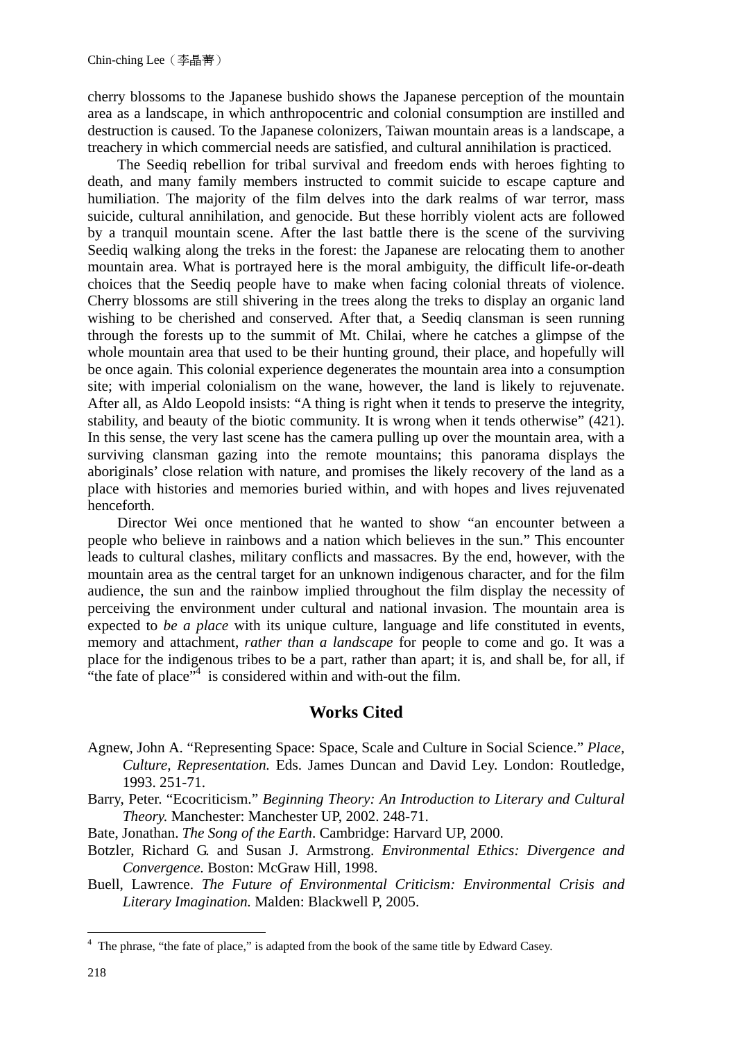cherry blossoms to the Japanese bushido shows the Japanese perception of the mountain area as a landscape, in which anthropocentric and colonial consumption are instilled and destruction is caused. To the Japanese colonizers, Taiwan mountain areas is a landscape, a treachery in which commercial needs are satisfied, and cultural annihilation is practiced.

The Seediq rebellion for tribal survival and freedom ends with heroes fighting to death, and many family members instructed to commit suicide to escape capture and humiliation. The majority of the film delves into the dark realms of war terror, mass suicide, cultural annihilation, and genocide. But these horribly violent acts are followed by a tranquil mountain scene. After the last battle there is the scene of the surviving Seediq walking along the treks in the forest: the Japanese are relocating them to another mountain area. What is portrayed here is the moral ambiguity, the difficult life-or-death choices that the Seediq people have to make when facing colonial threats of violence. Cherry blossoms are still shivering in the trees along the treks to display an organic land wishing to be cherished and conserved. After that, a Seediq clansman is seen running through the forests up to the summit of Mt. Chilai, where he catches a glimpse of the whole mountain area that used to be their hunting ground, their place, and hopefully will be once again. This colonial experience degenerates the mountain area into a consumption site; with imperial colonialism on the wane, however, the land is likely to rejuvenate. After all, as Aldo Leopold insists: "A thing is right when it tends to preserve the integrity, stability, and beauty of the biotic community. It is wrong when it tends otherwise" (421). In this sense, the very last scene has the camera pulling up over the mountain area, with a surviving clansman gazing into the remote mountains; this panorama displays the aboriginals' close relation with nature, and promises the likely recovery of the land as a place with histories and memories buried within, and with hopes and lives rejuvenated henceforth.

Director Wei once mentioned that he wanted to show "an encounter between a people who believe in rainbows and a nation which believes in the sun." This encounter leads to cultural clashes, military conflicts and massacres. By the end, however, with the mountain area as the central target for an unknown indigenous character, and for the film audience, the sun and the rainbow implied throughout the film display the necessity of perceiving the environment under cultural and national invasion. The mountain area is expected to *be a place* with its unique culture, language and life constituted in events, memory and attachment, *rather than a landscape* for people to come and go. It was a place for the indigenous tribes to be a part, rather than apart; it is, and shall be, for all, if "the fate of place"[4] is considered within and with-out the film.

## Works Cited

Agnew, John A. "Representing Space: Space, Scale and Culture in Social Science." *Place, Culture, Representation.* Eds. James Duncan and David Ley. London: Routledge, 1993. 251-71.

Barry, Peter. "Ecocriticism." *Beginning Theory: An Introduction to Literary and Cultural Theory.* Manchester: Manchester UP, 2002. 248-71.

Bate, Jonathan. *The Song of the Earth*. Cambridge: Harvard UP, 2000.

Botzler, Richard G. and Susan J. Armstrong. *Environmental Ethics: Divergence and Convergence.* Boston: McGraw Hill, 1998.

Buell, Lawrence. *The Future of Environmental Criticism: Environmental Crisis and Literary Imagination.* Malden: Blackwell P, 2005.

[4] The phrase, "the fate of place," is adapted from the book of the same title by Edward Casey.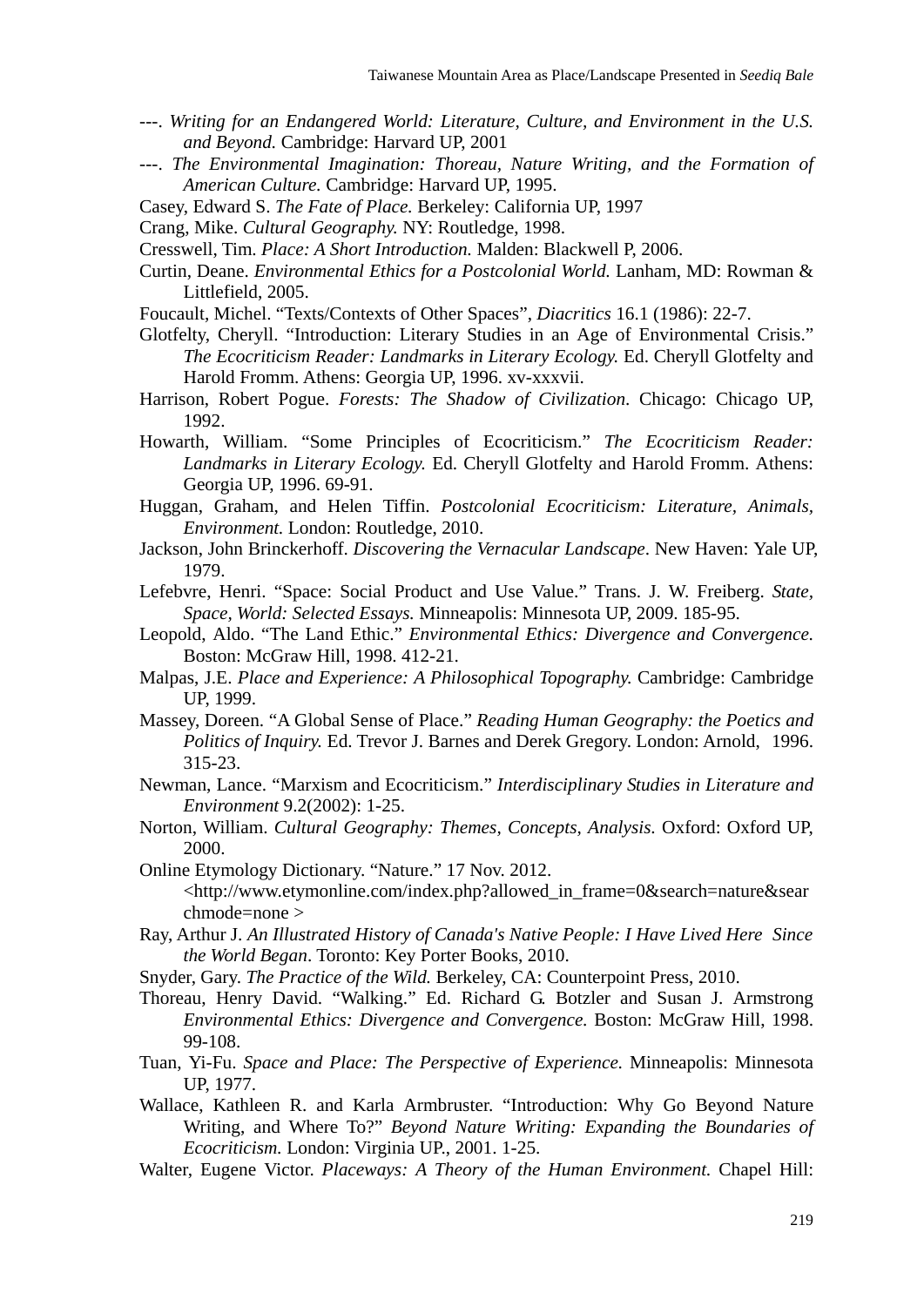---. *Writing for an Endangered World: Literature, Culture, and Environment in the U.S. and Beyond.* Cambridge: Harvard UP, 2001

---. *The Environmental Imagination: Thoreau, Nature Writing, and the Formation of American Culture.* Cambridge: Harvard UP, 1995.

Casey, Edward S. *The Fate of Place.* Berkeley: California UP, 1997

Crang, Mike. *Cultural Geography.* NY: Routledge, 1998.

Cresswell, Tim. *Place: A Short Introduction.* Malden: Blackwell P, 2006.

Curtin, Deane. *Environmental Ethics for a Postcolonial World.* Lanham, MD: Rowman & Littlefield, 2005.

Foucault, Michel. "Texts/Contexts of Other Spaces", *Diacritics* 16.1 (1986): 22-7.

Glotfelty, Cheryll. "Introduction: Literary Studies in an Age of Environmental Crisis." *The Ecocriticism Reader: Landmarks in Literary Ecology.* Ed. Cheryll Glotfelty and Harold Fromm. Athens: Georgia UP, 1996. xv-xxxvii.

Harrison, Robert Pogue. *Forests: The Shadow of Civilization*. Chicago: Chicago UP, 1992.

Howarth, William. "Some Principles of Ecocriticism." *The Ecocriticism Reader: Landmarks in Literary Ecology.* Ed. Cheryll Glotfelty and Harold Fromm. Athens: Georgia UP, 1996. 69-91.

Huggan, Graham, and Helen Tiffin. *Postcolonial Ecocriticism: Literature, Animals, Environment.* London: Routledge, 2010.

Jackson, John Brinckerhoff. *Discovering the Vernacular Landscape*. New Haven: Yale UP, 1979.

Lefebvre, Henri. "Space: Social Product and Use Value." Trans. J. W. Freiberg. *State, Space, World: Selected Essays.* Minneapolis: Minnesota UP, 2009. 185-95.

Leopold, Aldo. "The Land Ethic." *Environmental Ethics: Divergence and Convergence.* Boston: McGraw Hill, 1998. 412-21.

Malpas, J.E. *Place and Experience: A Philosophical Topography.* Cambridge: Cambridge UP, 1999.

Massey, Doreen. "A Global Sense of Place." *Reading Human Geography: the Poetics and Politics of Inquiry.* Ed. Trevor J. Barnes and Derek Gregory. London: Arnold, 1996. 315-23.

Newman, Lance. "Marxism and Ecocriticism." *Interdisciplinary Studies in Literature and Environment* 9.2(2002): 1-25.

Norton, William. *Cultural Geography: Themes, Concepts, Analysis*. Oxford: Oxford UP, 2000.

Online Etymology Dictionary. "Nature." 17 Nov. 2012. <http://www.etymonline.com/index.php?allowed_in_frame=0&search=nature&searchmode=none >

Ray, Arthur J. *An Illustrated History of Canada's Native People: I Have Lived Here Since the World Began*. Toronto: Key Porter Books, 2010.

Snyder, Gary. *The Practice of the Wild.* Berkeley, CA: Counterpoint Press, 2010.

Thoreau, Henry David. "Walking." Ed. Richard G. Botzler and Susan J. Armstrong *Environmental Ethics: Divergence and Convergence.* Boston: McGraw Hill, 1998. 99-108.

Tuan, Yi-Fu. *Space and Place: The Perspective of Experience.* Minneapolis: Minnesota UP, 1977.

Wallace, Kathleen R. and Karla Armbruster. "Introduction: Why Go Beyond Nature Writing, and Where To?" *Beyond Nature Writing: Expanding the Boundaries of Ecocriticism.* London: Virginia UP., 2001. 1-25.

Walter, Eugene Victor. *Placeways: A Theory of the Human Environment.* Chapel Hill: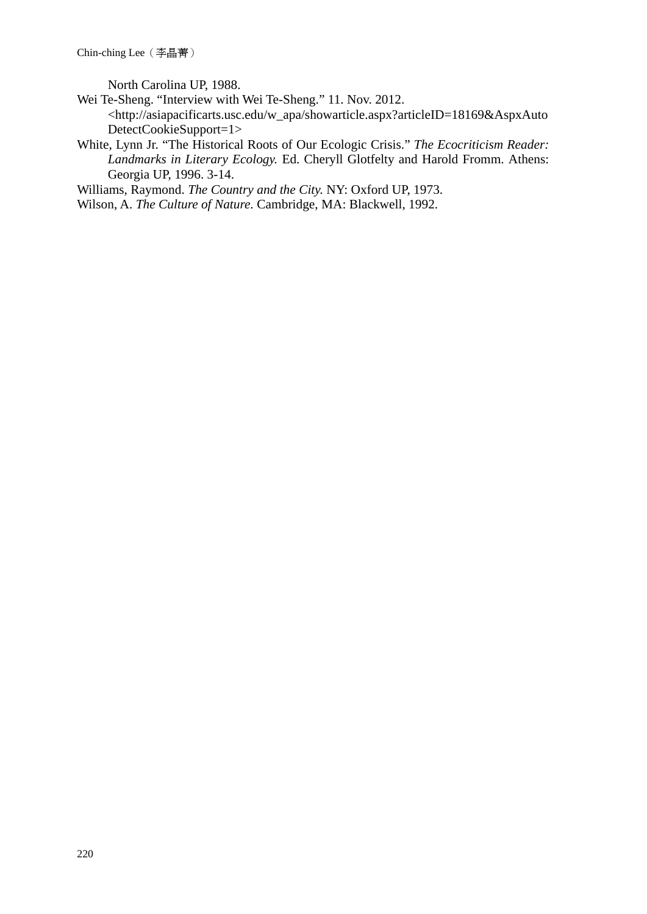North Carolina UP, 1988.

Wei Te-Sheng. “Interview with Wei Te-Sheng.” 11. Nov. 2012. <http://asiapacificarts.usc.edu/w_apa/showarticle.aspx?articleID=18169&AspxAutoDetectCookieSupport=1>

White, Lynn Jr. “The Historical Roots of Our Ecologic Crisis.” *The Ecocriticism Reader: Landmarks in Literary Ecology.* Ed. Cheryll Glotfelty and Harold Fromm. Athens: Georgia UP, 1996. 3-14.

Williams, Raymond. *The Country and the City.* NY: Oxford UP, 1973.

Wilson, A. *The Culture of Nature.* Cambridge, MA: Blackwell, 1992.